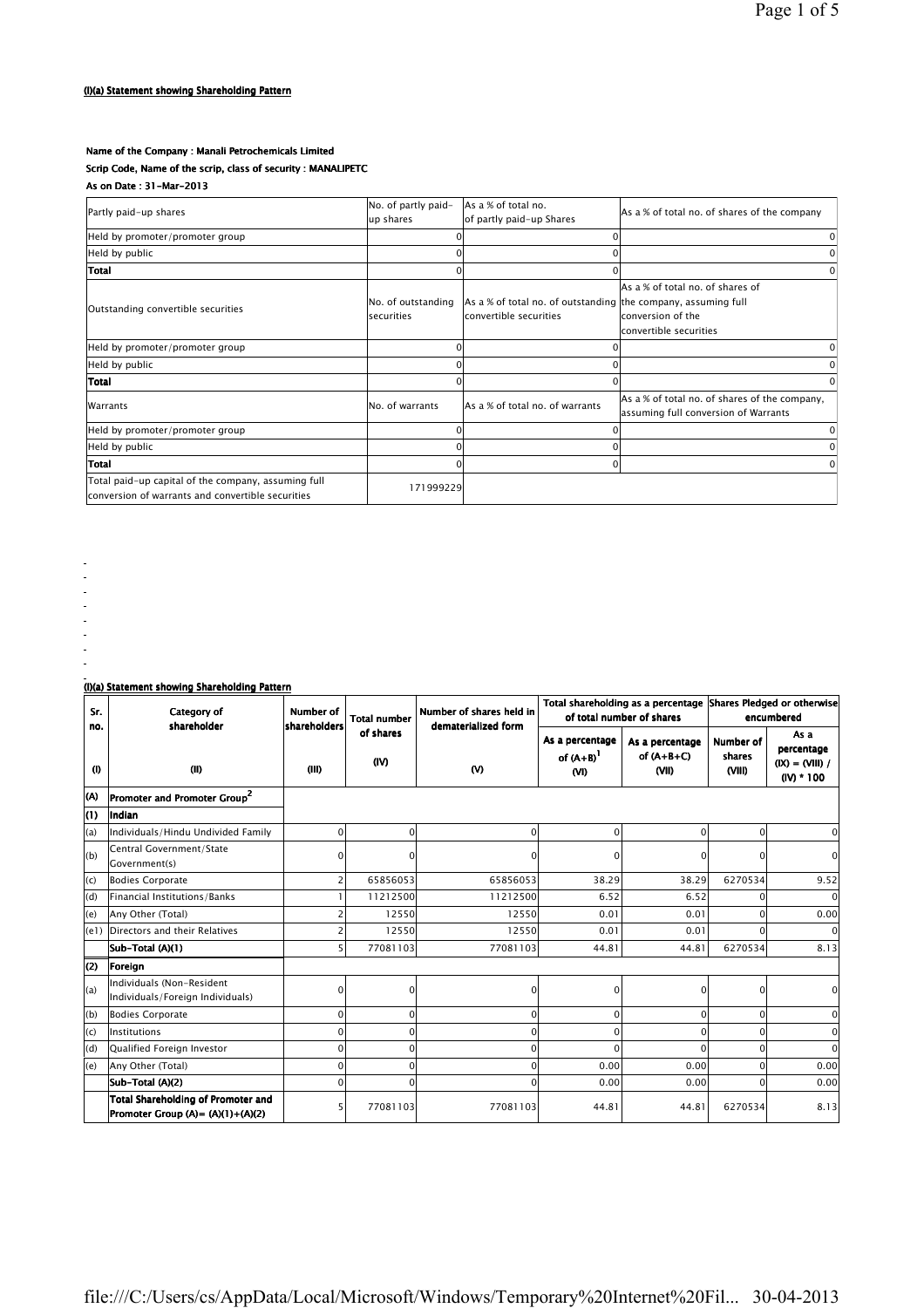**(I)(a) Statement showing Shareholding Pattern**

**Name of the Company : Manali Petrochemicals Limited**

**Scrip Code, Name of the scrip, class of security : MANALIPETC**

**As on Date : 31-Mar-2013**

| Partly paid-up shares | No. of partly paid-up shares | As a % of total no. of partly paid-up Shares | As a % of total no. of shares of the company |
|---|---|---|---|
| Held by promoter/promoter group | 0 | 0 | 0 |
| Held by public | 0 | 0 | 0 |
| **Total** | 0 | 0 | 0 |
| Outstanding convertible securities | No. of outstanding securities | As a % of total no. of outstanding convertible securities | As a % of total no. of shares of the company, assuming full conversion of the convertible securities |
| Held by promoter/promoter group | 0 | 0 | 0 |
| Held by public | 0 | 0 | 0 |
| **Total** | 0 | 0 | 0 |
| Warrants | No. of warrants | As a % of total no. of warrants | As a % of total no. of shares of the company, assuming full conversion of Warrants |
| Held by promoter/promoter group | 0 | 0 | 0 |
| Held by public | 0 | 0 | 0 |
| **Total** | 0 | 0 | 0 |
| Total paid-up capital of the company, assuming full conversion of warrants and convertible securities | 171999229 | | |

**(I)(a) Statement showing Shareholding Pattern**

| Sr. no. | Category of shareholder | Number of shareholders | Total number of shares | Number of shares held in dematerialized form | Total shareholding as a percentage of total number of shares | | Shares Pledged or otherwise encumbered | |
|---|---|---|---|---|---|---|---|---|
| | | | | | As a percentage of (A+B)[1] | As a percentage of (A+B+C) | Number of shares | As a percentage (IX) = (VIII) / (IV) * 100 |
| (I) | (II) | (III) | (IV) | (V) | (VI) | (VII) | (VIII) | |
| **(A)** | **Promoter and Promoter Group[2]** | | | | | | | |
| **(1)** | **Indian** | | | | | | | |
| (a) | Individuals/Hindu Undivided Family | 0 | 0 | 0 | 0 | 0 | 0 | 0 |
| (b) | Central Government/State Government(s) | 0 | 0 | 0 | 0 | 0 | 0 | 0 |
| (c) | Bodies Corporate | 2 | 65856053 | 65856053 | 38.29 | 38.29 | 6270534 | 9.52 |
| (d) | Financial Institutions/Banks | 1 | 11212500 | 11212500 | 6.52 | 6.52 | 0 | 0 |
| (e) | Any Other (Total) | 2 | 12550 | 12550 | 0.01 | 0.01 | 0 | 0.00 |
| (e1) | Directors and their Relatives | 2 | 12550 | 12550 | 0.01 | 0.01 | 0 | 0 |
| | **Sub-Total (A)(1)** | 5 | 77081103 | 77081103 | 44.81 | 44.81 | 6270534 | 8.13 |
| **(2)** | **Foreign** | | | | | | | |
| (a) | Individuals (Non-Resident Individuals/Foreign Individuals) | 0 | 0 | 0 | 0 | 0 | 0 | 0 |
| (b) | Bodies Corporate | 0 | 0 | 0 | 0 | 0 | 0 | 0 |
| (c) | Institutions | 0 | 0 | 0 | 0 | 0 | 0 | 0 |
| (d) | Qualified Foreign Investor | 0 | 0 | 0 | 0 | 0 | 0 | 0 |
| (e) | Any Other (Total) | 0 | 0 | 0 | 0.00 | 0.00 | 0 | 0.00 |
| | **Sub-Total (A)(2)** | 0 | 0 | 0 | 0.00 | 0.00 | 0 | 0.00 |
| | **Total Shareholding of Promoter and Promoter Group (A)= (A)(1)+(A)(2)** | 5 | 77081103 | 77081103 | 44.81 | 44.81 | 6270534 | 8.13 |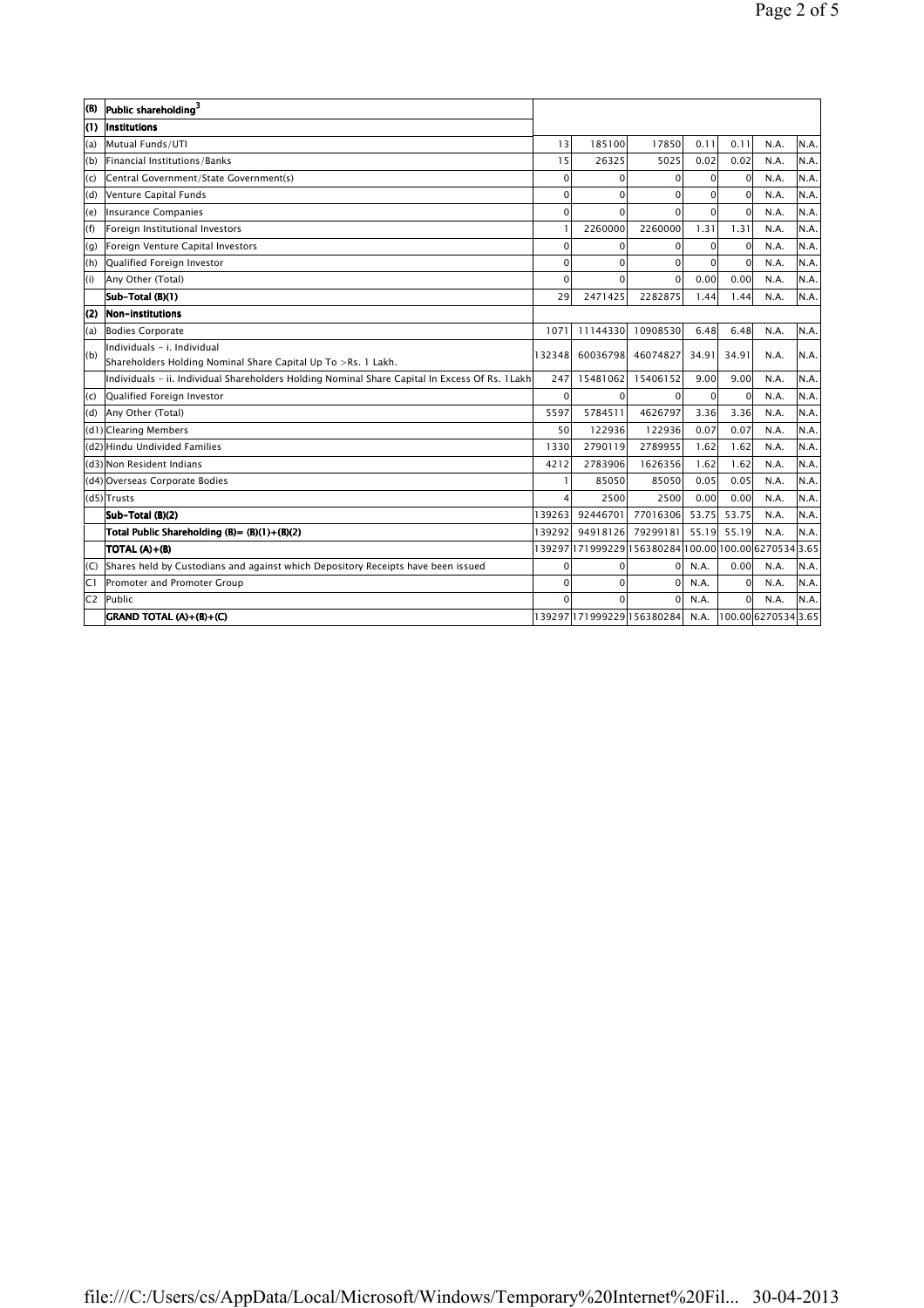| (B) | Public shareholding[3] | | | | | | | |
|---|---|---|---|---|---|---|---|---|
| (1) | Institutions | | | | | | | |
| (a) | Mutual Funds/UTI | 13 | 185100 | 17850 | 0.11 | 0.11 | N.A. | N.A. |
| (b) | Financial Institutions/Banks | 15 | 26325 | 5025 | 0.02 | 0.02 | N.A. | N.A. |
| (c) | Central Government/State Government(s) | 0 | 0 | 0 | 0 | 0 | N.A. | N.A. |
| (d) | Venture Capital Funds | 0 | 0 | 0 | 0 | 0 | N.A. | N.A. |
| (e) | Insurance Companies | 0 | 0 | 0 | 0 | 0 | N.A. | N.A. |
| (f) | Foreign Institutional Investors | 1 | 2260000 | 2260000 | 1.31 | 1.31 | N.A. | N.A. |
| (g) | Foreign Venture Capital Investors | 0 | 0 | 0 | 0 | 0 | N.A. | N.A. |
| (h) | Qualified Foreign Investor | 0 | 0 | 0 | 0 | 0 | N.A. | N.A. |
| (i) | Any Other (Total) | 0 | 0 | 0 | 0.00 | 0.00 | N.A. | N.A. |
| | Sub-Total (B)(1) | 29 | 2471425 | 2282875 | 1.44 | 1.44 | N.A. | N.A. |
| (2) | Non-institutions | | | | | | | |
| (a) | Bodies Corporate | 1071 | 11144330 | 10908530 | 6.48 | 6.48 | N.A. | N.A. |
| (b) | Individuals - i. Individual Shareholders Holding Nominal Share Capital Up To >Rs. 1 Lakh. | 132348 | 60036798 | 46074827 | 34.91 | 34.91 | N.A. | N.A. |
| | Individuals - ii. Individual Shareholders Holding Nominal Share Capital In Excess Of Rs. 1Lakh | 247 | 15481062 | 15406152 | 9.00 | 9.00 | N.A. | N.A. |
| (c) | Qualified Foreign Investor | 0 | 0 | 0 | 0 | 0 | N.A. | N.A. |
| (d) | Any Other (Total) | 5597 | 5784511 | 4626797 | 3.36 | 3.36 | N.A. | N.A. |
| (d1) | Clearing Members | 50 | 122936 | 122936 | 0.07 | 0.07 | N.A. | N.A. |
| (d2) | Hindu Undivided Families | 1330 | 2790119 | 2789955 | 1.62 | 1.62 | N.A. | N.A. |
| (d3) | Non Resident Indians | 4212 | 2783906 | 1626356 | 1.62 | 1.62 | N.A. | N.A. |
| (d4) | Overseas Corporate Bodies | 1 | 85050 | 85050 | 0.05 | 0.05 | N.A. | N.A. |
| (d5) | Trusts | 4 | 2500 | 2500 | 0.00 | 0.00 | N.A. | N.A. |
| | Sub-Total (B)(2) | 139263 | 92446701 | 77016306 | 53.75 | 53.75 | N.A. | N.A. |
| | Total Public Shareholding (B)= (B)(1)+(B)(2) | 139292 | 94918126 | 79299181 | 55.19 | 55.19 | N.A. | N.A. |
| | TOTAL (A)+(B) | 139297 | 171999229 | 156380284 | 100.00 | 100.00 | 6270534 | 3.65 |
| (C) | Shares held by Custodians and against which Depository Receipts have been issued | 0 | 0 | 0 | N.A. | 0.00 | N.A. | N.A. |
| C1 | Promoter and Promoter Group | 0 | 0 | 0 | N.A. | 0 | N.A. | N.A. |
| C2 | Public | 0 | 0 | 0 | N.A. | 0 | N.A. | N.A. |
| | GRAND TOTAL (A)+(B)+(C) | 139297 | 171999229 | 156380284 | N.A. | 100.00 | 6270534 | 3.65 |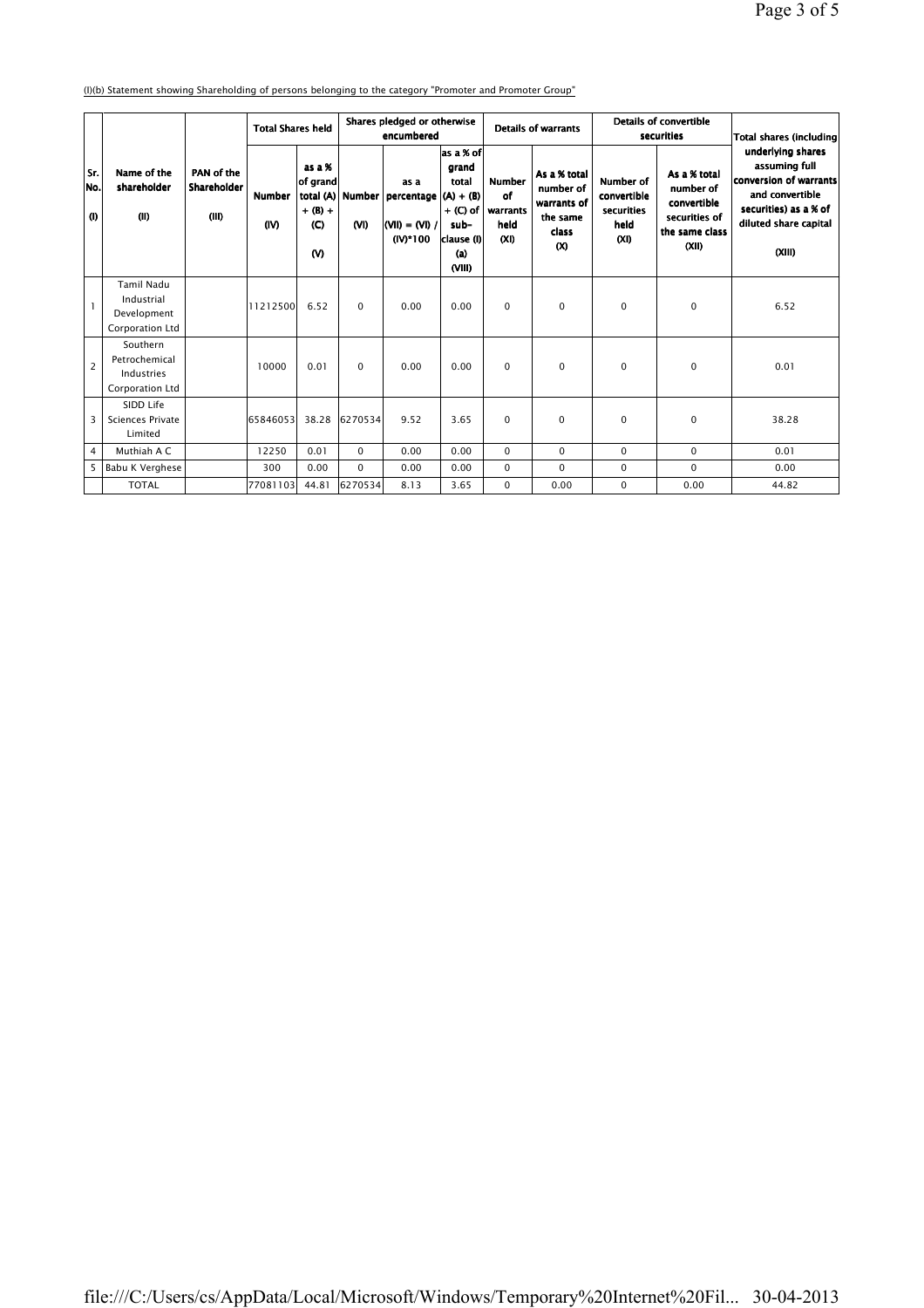(I)(b) Statement showing Shareholding of persons belonging to the category "Promoter and Promoter Group"

| Sr. No. (I) | Name of the shareholder (II) | PAN of the Shareholder (III) | Total Shares held | | Shares pledged or otherwise encumbered | | | Details of warrants | | Details of convertible securities | | Total shares (including underlying shares assuming full conversion of warrants and convertible securities) as a % of diluted share capital (XIII) |
|---|---|---|---|---|---|---|---|---|---|---|---|---|
| | | | Number (IV) | as a % of grand total (A) + (B) + (C) (V) | Number (VI) | as a percentage (VII) = (VI) / (IV)*100 | as a % of grand total (A) + (B) + (C) of sub-clause (I)(a) (VIII) | Number of warrants held (XI) | As a % total number of warrants of the same class (X) | Number of convertible securities held (XI) | As a % total number of convertible securities of the same class (XII) | |
| 1 | Tamil Nadu Industrial Development Corporation Ltd | | 11212500 | 6.52 | 0 | 0.00 | 0.00 | 0 | 0 | 0 | 0 | 6.52 |
| 2 | Southern Petrochemical Industries Corporation Ltd | | 10000 | 0.01 | 0 | 0.00 | 0.00 | 0 | 0 | 0 | 0 | 0.01 |
| 3 | SIDD Life Sciences Private Limited | | 65846053 | 38.28 | 6270534 | 9.52 | 3.65 | 0 | 0 | 0 | 0 | 38.28 |
| 4 | Muthiah A C | | 12250 | 0.01 | 0 | 0.00 | 0.00 | 0 | 0 | 0 | 0 | 0.01 |
| 5 | Babu K Verghese | | 300 | 0.00 | 0 | 0.00 | 0.00 | 0 | 0 | 0 | 0 | 0.00 |
| | TOTAL | | 77081103 | 44.81 | 6270534 | 8.13 | 3.65 | 0 | 0.00 | 0 | 0.00 | 44.82 |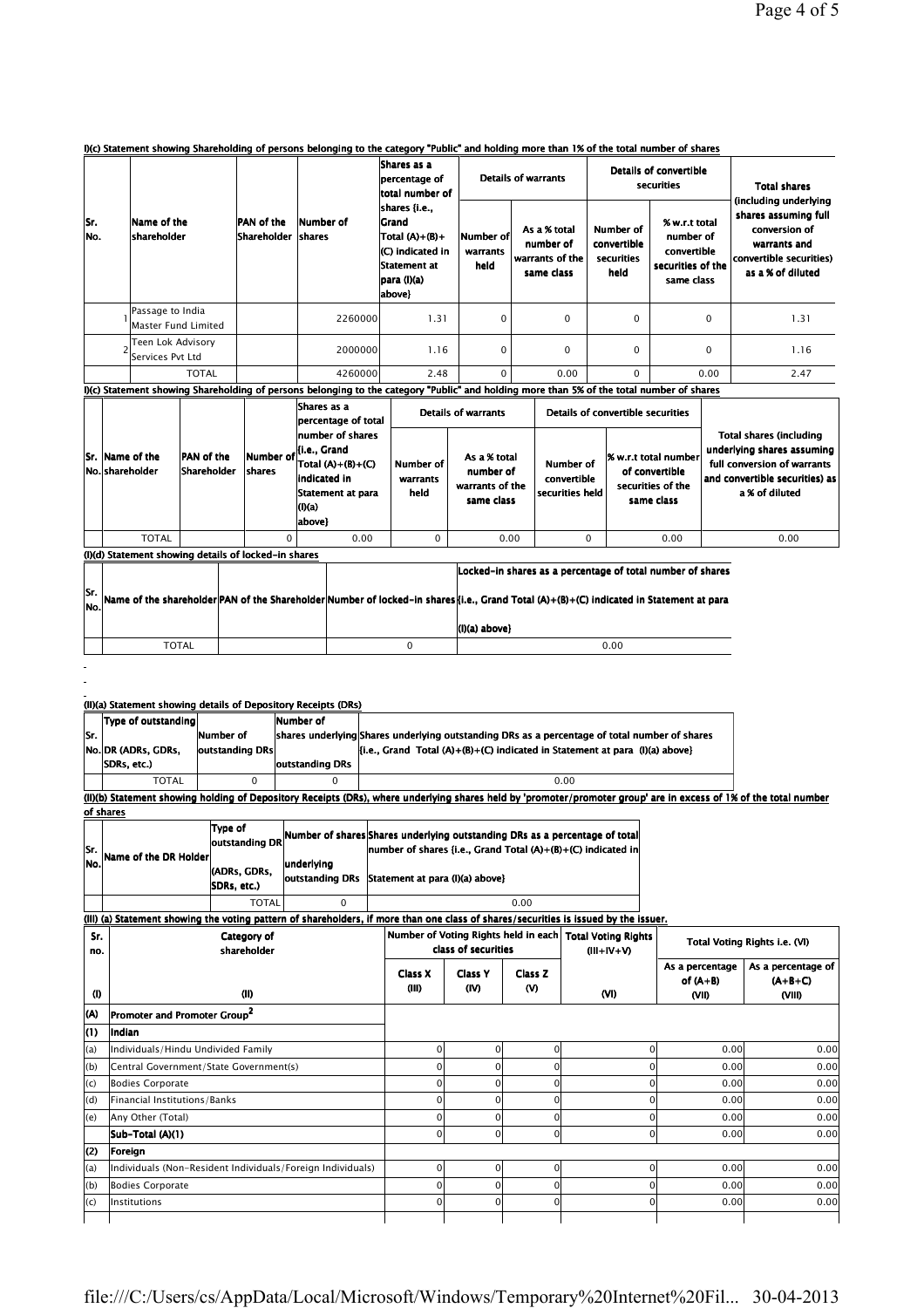### I(c) Statement showing Shareholding of persons belonging to the category "Public" and holding more than 1% of the total number of shares

| Sr. No. | Name of the shareholder | PAN of the Shareholder | Number of shares | Shares as a percentage of total number of shares {i.e., Grand Total (A)+(B)+ (C) indicated in Statement at para (I)(a) above} | Details of warrants | | Details of convertible securities | | Total shares (including underlying shares assuming full conversion of warrants and convertible securities) as a % of diluted |
|---|---|---|---|---|---|---|---|---|---|
| | | | | | Number of warrants held | As a % total number of warrants of the same class | Number of convertible securities held | % w.r.t total number of convertible securities of the same class | |
| 1 | Passage to India Master Fund Limited | | 2260000 | 1.31 | 0 | 0 | 0 | 0 | 1.31 |
| 2 | Teen Lok Advisory Services Pvt Ltd | | 2000000 | 1.16 | 0 | 0 | 0 | 0 | 1.16 |
| | TOTAL | | 4260000 | 2.48 | 0 | 0.00 | 0 | 0.00 | 2.47 |

### I(c) Statement showing Shareholding of persons belonging to the category "Public" and holding more than 5% of the total number of shares

| Sr. No. | Name of the shareholder | PAN of the Shareholder | Number of shares | Shares as a percentage of total number of shares {i.e., Grand Total (A)+(B)+(C) indicated in Statement at para (I)(a) above} | Details of warrants | | Details of convertible securities | | Total shares (including underlying shares assuming full conversion of warrants and convertible securities) as a % of diluted |
|---|---|---|---|---|---|---|---|---|---|
| | | | | | Number of warrants held | As a % total number of warrants of the same class | Number of convertible securities held | % w.r.t total number of convertible securities of the same class | |
| | TOTAL | | 0 | 0.00 | 0 | 0.00 | 0 | 0.00 | 0.00 |

### (I)(d) Statement showing details of locked-in shares

| Sr. No. | Name of the shareholder | PAN of the Shareholder | Number of locked-in shares | Locked-in shares as a percentage of total number of shares {i.e., Grand Total (A)+(B)+(C) indicated in Statement at para (I)(a) above} |
|---|---|---|---|---|
| | TOTAL | | 0 | 0.00 |

### (II)(a) Statement showing details of Depository Receipts (DRs)

| Sr. No. | Type of outstanding DR (ADRs, GDRs, SDRs, etc.) | Number of outstanding DRs | Number of shares underlying outstanding DRs | Shares underlying outstanding DRs as a percentage of total number of shares {i.e., Grand Total (A)+(B)+(C) indicated in Statement at para (I)(a) above} |
|---|---|---|---|---|
| | TOTAL | 0 | 0 | 0.00 |

### (II)(b) Statement showing holding of Depository Receipts (DRs), where underlying shares held by 'promoter/promoter group' are in excess of 1% of the total number of shares

| Sr. No. | Name of the DR Holder | Type of outstanding DR (ADRs, GDRs, SDRs, etc.) | Number of shares underlying outstanding DRs | Shares underlying outstanding DRs as a percentage of total number of shares {i.e., Grand Total (A)+(B)+(C) indicated in Statement at para (I)(a) above} |
|---|---|---|---|---|
| | | TOTAL | 0 | 0.00 |

### (III) (a) Statement showing the voting pattern of shareholders, if more than one class of shares/securities is issued by the issuer.

| Sr. no. | Category of shareholder | Number of Voting Rights held in each class of securities | | | Total Voting Rights (III+IV+V) | Total Voting Rights i.e. (VI) | |
|---|---|---|---|---|---|---|---|
| | | Class X (III) | Class Y (IV) | Class Z (V) | | As a percentage of (A+B) (VII) | As a percentage of (A+B+C) (VIII) |
| (I) | (II) | | | | (VI) | | |
| (A) | Promoter and Promoter Group[2] | | | | | | |
| (1) | Indian | | | | | | |
| (a) | Individuals/Hindu Undivided Family | 0 | 0 | 0 | 0 | 0.00 | 0.00 |
| (b) | Central Government/State Government(s) | 0 | 0 | 0 | 0 | 0.00 | 0.00 |
| (c) | Bodies Corporate | 0 | 0 | 0 | 0 | 0.00 | 0.00 |
| (d) | Financial Institutions/Banks | 0 | 0 | 0 | 0 | 0.00 | 0.00 |
| (e) | Any Other (Total) | 0 | 0 | 0 | 0 | 0.00 | 0.00 |
| | Sub-Total (A)(1) | 0 | 0 | 0 | 0 | 0.00 | 0.00 |
| (2) | Foreign | | | | | | |
| (a) | Individuals (Non-Resident Individuals/Foreign Individuals) | 0 | 0 | 0 | 0 | 0.00 | 0.00 |
| (b) | Bodies Corporate | 0 | 0 | 0 | 0 | 0.00 | 0.00 |
| (c) | Institutions | 0 | 0 | 0 | 0 | 0.00 | 0.00 |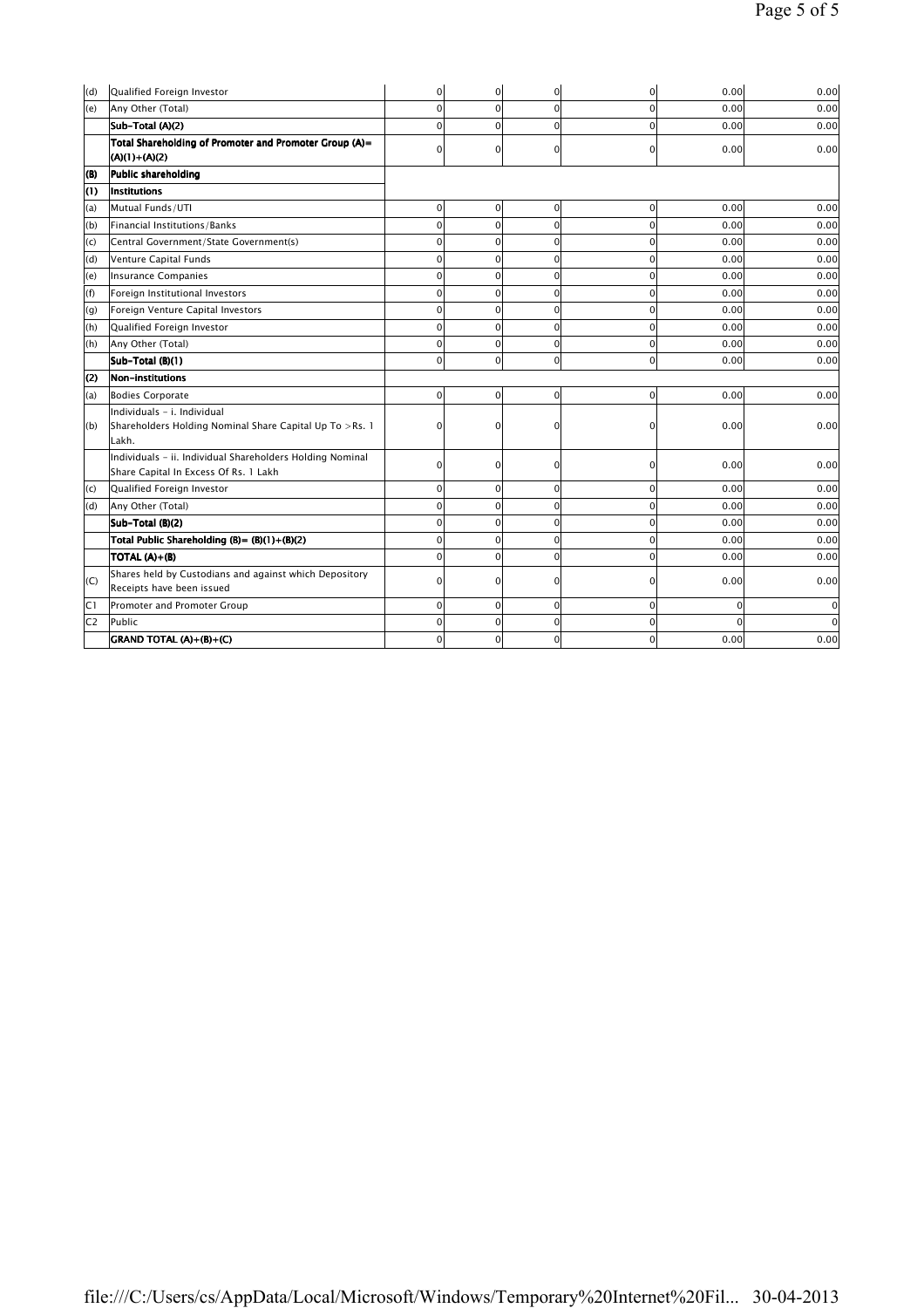| | | | | | | | |
|---|---|---|---|---|---|---|---|
| (d) | Qualified Foreign Investor | 0 | 0 | 0 | 0 | 0.00 | 0.00 |
| (e) | Any Other (Total) | 0 | 0 | 0 | 0 | 0.00 | 0.00 |
| | **Sub-Total (A)(2)** | 0 | 0 | 0 | 0 | 0.00 | 0.00 |
| | **Total Shareholding of Promoter and Promoter Group (A)= (A)(1)+(A)(2)** | 0 | 0 | 0 | 0 | 0.00 | 0.00 |
| **(B)** | **Public shareholding** | | | | | | |
| **(1)** | **Institutions** | | | | | | |
| (a) | Mutual Funds/UTI | 0 | 0 | 0 | 0 | 0.00 | 0.00 |
| (b) | Financial Institutions/Banks | 0 | 0 | 0 | 0 | 0.00 | 0.00 |
| (c) | Central Government/State Government(s) | 0 | 0 | 0 | 0 | 0.00 | 0.00 |
| (d) | Venture Capital Funds | 0 | 0 | 0 | 0 | 0.00 | 0.00 |
| (e) | Insurance Companies | 0 | 0 | 0 | 0 | 0.00 | 0.00 |
| (f) | Foreign Institutional Investors | 0 | 0 | 0 | 0 | 0.00 | 0.00 |
| (g) | Foreign Venture Capital Investors | 0 | 0 | 0 | 0 | 0.00 | 0.00 |
| (h) | Qualified Foreign Investor | 0 | 0 | 0 | 0 | 0.00 | 0.00 |
| (h) | Any Other (Total) | 0 | 0 | 0 | 0 | 0.00 | 0.00 |
| | **Sub-Total (B)(1)** | 0 | 0 | 0 | 0 | 0.00 | 0.00 |
| **(2)** | **Non-institutions** | | | | | | |
| (a) | Bodies Corporate | 0 | 0 | 0 | 0 | 0.00 | 0.00 |
| (b) | Individuals - i. Individual Shareholders Holding Nominal Share Capital Up To >Rs. 1 Lakh. | 0 | 0 | 0 | 0 | 0.00 | 0.00 |
| | Individuals - ii. Individual Shareholders Holding Nominal Share Capital In Excess Of Rs. 1 Lakh | 0 | 0 | 0 | 0 | 0.00 | 0.00 |
| (c) | Qualified Foreign Investor | 0 | 0 | 0 | 0 | 0.00 | 0.00 |
| (d) | Any Other (Total) | 0 | 0 | 0 | 0 | 0.00 | 0.00 |
| | **Sub-Total (B)(2)** | 0 | 0 | 0 | 0 | 0.00 | 0.00 |
| | **Total Public Shareholding (B)= (B)(1)+(B)(2)** | 0 | 0 | 0 | 0 | 0.00 | 0.00 |
| | **TOTAL (A)+(B)** | 0 | 0 | 0 | 0 | 0.00 | 0.00 |
| (C) | Shares held by Custodians and against which Depository Receipts have been issued | 0 | 0 | 0 | 0 | 0.00 | 0.00 |
| C1 | Promoter and Promoter Group | 0 | 0 | 0 | 0 | 0 | 0 |
| C2 | Public | 0 | 0 | 0 | 0 | 0 | 0 |
| | **GRAND TOTAL (A)+(B)+(C)** | 0 | 0 | 0 | 0 | 0.00 | 0.00 |